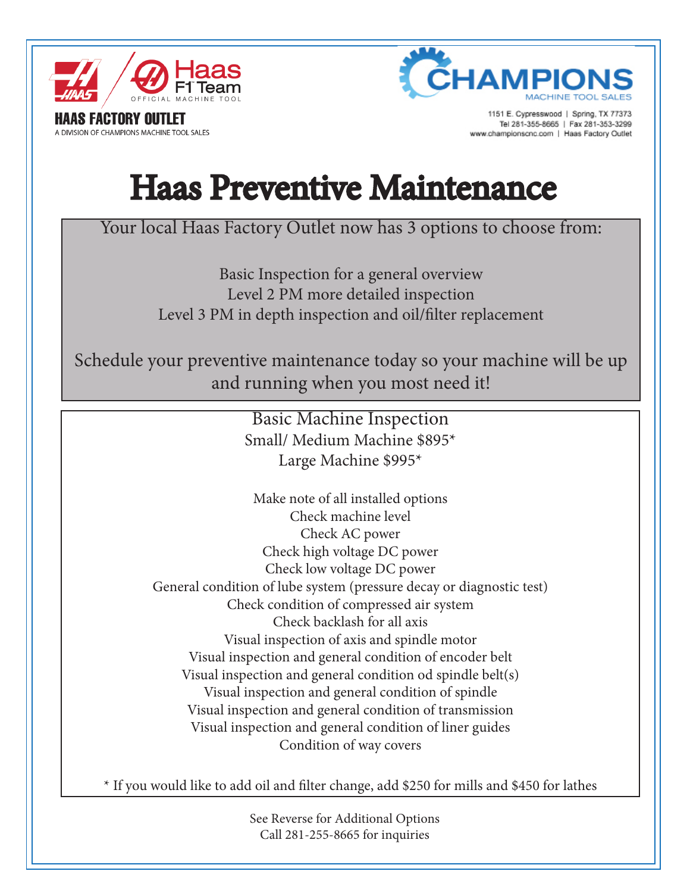HAAS FACTORY OUTLET
A DIVISION OF CHAMPIONS MACHINE TOOL SALES

CHAMPIONS
MACHINE TOOL SALES

1151 E. Cypresswood | Spring, TX 77373
Tel 281-355-8665 | Fax 281-353-3299
www.championscnc.com | Haas Factory Outlet

# Haas Preventive Maintenance

Your local Haas Factory Outlet now has 3 options to choose from:

Basic Inspection for a general overview
Level 2 PM more detailed inspection
Level 3 PM in depth inspection and oil/filter replacement

Schedule your preventive maintenance today so your machine will be up and running when you most need it!

## Basic Machine Inspection

Small/ Medium Machine $895*
Large Machine $995*

- Make note of all installed options
- Check machine level
- Check AC power
- Check high voltage DC power
- Check low voltage DC power
- General condition of lube system (pressure decay or diagnostic test)
- Check condition of compressed air system
- Check backlash for all axis
- Visual inspection of axis and spindle motor
- Visual inspection and general condition of encoder belt
- Visual inspection and general condition od spindle belt(s)
- Visual inspection and general condition of spindle
- Visual inspection and general condition of transmission
- Visual inspection and general condition of liner guides
- Condition of way covers

* If you would like to add oil and filter change, add $250 for mills and $450 for lathes

See Reverse for Additional Options
Call 281-255-8665 for inquiries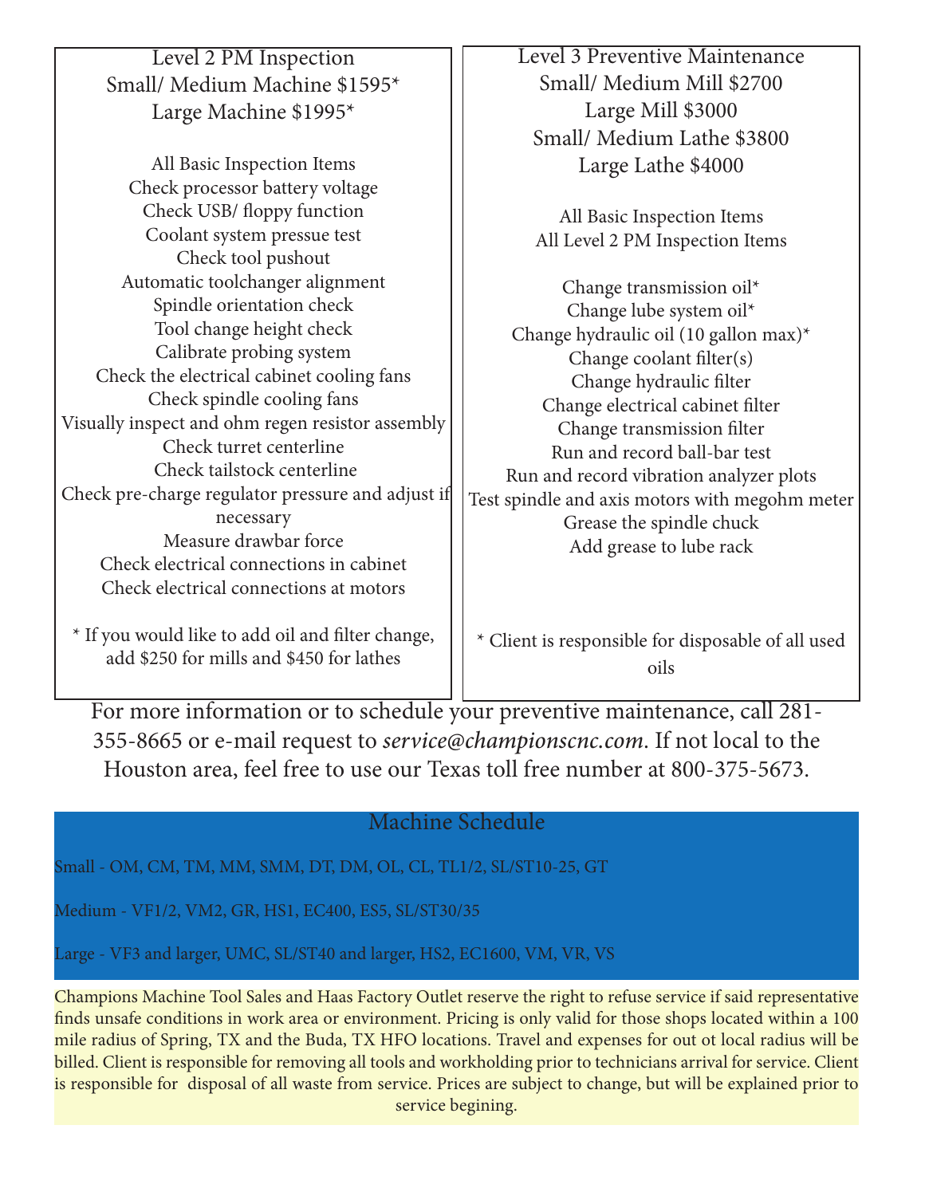## Level 2 PM Inspection

Small/ Medium Machine $1595*

Large Machine $1995*

All Basic Inspection Items
Check processor battery voltage
Check USB/ floppy function
Coolant system pressue test
Check tool pushout
Automatic toolchanger alignment
Spindle orientation check
Tool change height check
Calibrate probing system
Check the electrical cabinet cooling fans
Check spindle cooling fans
Visually inspect and ohm regen resistor assembly
Check turret centerline
Check tailstock centerline
Check pre-charge regulator pressure and adjust if necessary
Measure drawbar force
Check electrical connections in cabinet
Check electrical connections at motors

* If you would like to add oil and filter change, add $250 for mills and $450 for lathes

## Level 3 Preventive Maintenance

Small/ Medium Mill $2700

Large Mill $3000

Small/ Medium Lathe $3800

Large Lathe $4000

All Basic Inspection Items
All Level 2 PM Inspection Items

Change transmission oil*
Change lube system oil*
Change hydraulic oil (10 gallon max)*
Change coolant filter(s)
Change hydraulic filter
Change electrical cabinet filter
Change transmission filter
Run and record ball-bar test
Run and record vibration analyzer plots
Test spindle and axis motors with megohm meter
Grease the spindle chuck
Add grease to lube rack

* Client is responsible for disposable of all used oils

For more information or to schedule your preventive maintenance, call 281-355-8665 or e-mail request to *service@championscnc.com*. If not local to the Houston area, feel free to use our Texas toll free number at 800-375-5673.

## Machine Schedule

Small - OM, CM, TM, MM, SMM, DT, DM, OL, CL, TL1/2, SL/ST10-25, GT

Medium - VF1/2, VM2, GR, HS1, EC400, ES5, SL/ST30/35

Large - VF3 and larger, UMC, SL/ST40 and larger, HS2, EC1600, VM, VR, VS

Champions Machine Tool Sales and Haas Factory Outlet reserve the right to refuse service if said representative finds unsafe conditions in work area or environment. Pricing is only valid for those shops located within a 100 mile radius of Spring, TX and the Buda, TX HFO locations. Travel and expenses for out ot local radius will be billed. Client is responsible for removing all tools and workholding prior to technicians arrival for service. Client is responsible for disposal of all waste from service. Prices are subject to change, but will be explained prior to service begining.